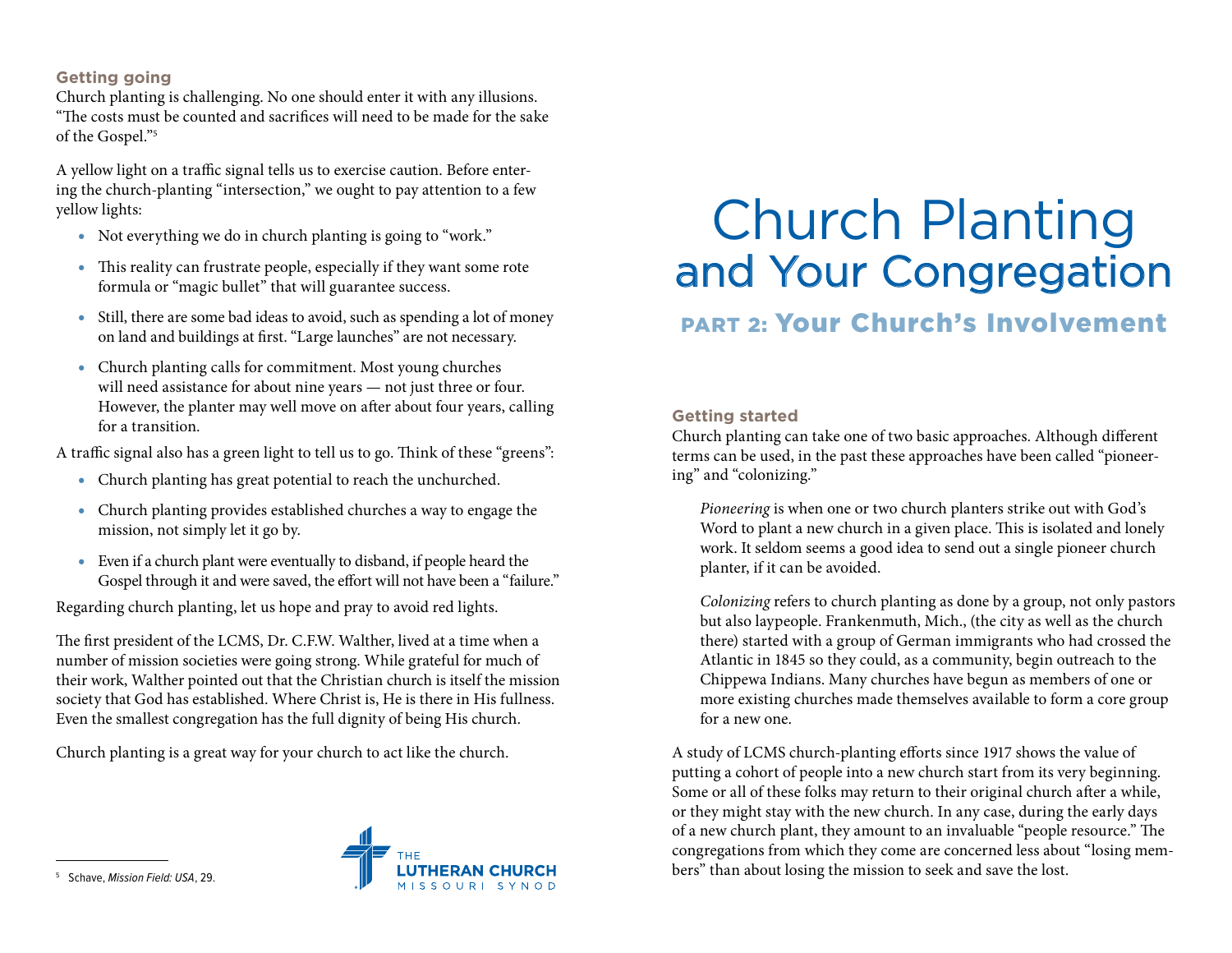### Getting going

Church planting is challenging. No one should enter it with any illusions. "The costs must be counted and sacrifices will need to be made for the sake of the Gospel."[5]

A yellow light on a traffic signal tells us to exercise caution. Before entering the church-planting "intersection," we ought to pay attention to a few yellow lights:

- Not everything we do in church planting is going to "work."
- This reality can frustrate people, especially if they want some rote formula or "magic bullet" that will guarantee success.
- Still, there are some bad ideas to avoid, such as spending a lot of money on land and buildings at first. "Large launches" are not necessary.
- Church planting calls for commitment. Most young churches will need assistance for about nine years — not just three or four. However, the planter may well move on after about four years, calling for a transition.

A traffic signal also has a green light to tell us to go. Think of these "greens":

- Church planting has great potential to reach the unchurched.
- Church planting provides established churches a way to engage the mission, not simply let it go by.
- Even if a church plant were eventually to disband, if people heard the Gospel through it and were saved, the effort will not have been a "failure."

Regarding church planting, let us hope and pray to avoid red lights.

The first president of the LCMS, Dr. C.F.W. Walther, lived at a time when a number of mission societies were going strong. While grateful for much of their work, Walther pointed out that the Christian church is itself the mission society that God has established. Where Christ is, He is there in His fullness. Even the smallest congregation has the full dignity of being His church.

Church planting is a great way for your church to act like the church.

[5] Schave, *Mission Field: USA*, 29.

THE LUTHERAN CHURCH MISSOURI SYNOD

# Church Planting and Your Congregation

## PART 2: Your Church's Involvement

### Getting started

Church planting can take one of two basic approaches. Although different terms can be used, in the past these approaches have been called "pioneering" and "colonizing."

> *Pioneering* is when one or two church planters strike out with God's Word to plant a new church in a given place. This is isolated and lonely work. It seldom seems a good idea to send out a single pioneer church planter, if it can be avoided.
>
> *Colonizing* refers to church planting as done by a group, not only pastors but also laypeople. Frankenmuth, Mich., (the city as well as the church there) started with a group of German immigrants who had crossed the Atlantic in 1845 so they could, as a community, begin outreach to the Chippewa Indians. Many churches have begun as members of one or more existing churches made themselves available to form a core group for a new one.

A study of LCMS church-planting efforts since 1917 shows the value of putting a cohort of people into a new church start from its very beginning. Some or all of these folks may return to their original church after a while, or they might stay with the new church. In any case, during the early days of a new church plant, they amount to an invaluable "people resource." The congregations from which they come are concerned less about "losing members" than about losing the mission to seek and save the lost.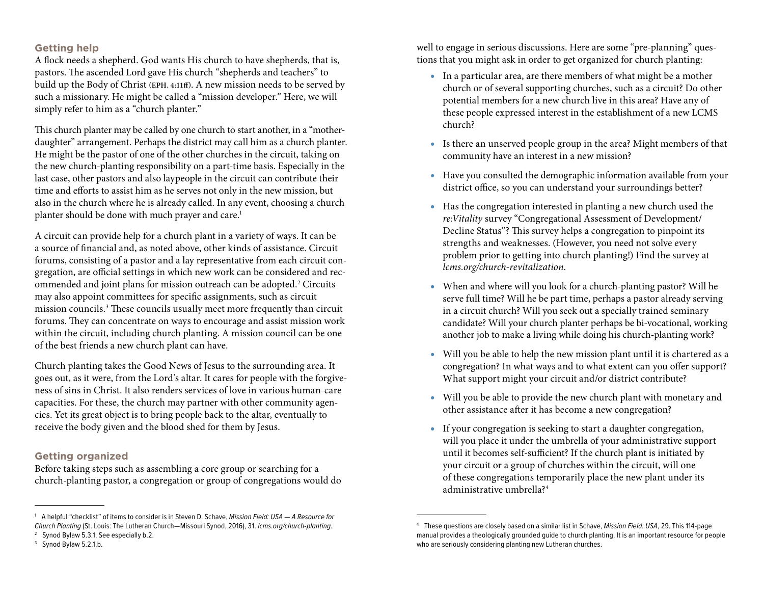## Getting help

A flock needs a shepherd. God wants His church to have shepherds, that is, pastors. The ascended Lord gave His church "shepherds and teachers" to build up the Body of Christ (EPH. 4:11ff). A new mission needs to be served by such a missionary. He might be called a "mission developer." Here, we will simply refer to him as a "church planter."

This church planter may be called by one church to start another, in a "mother-daughter" arrangement. Perhaps the district may call him as a church planter. He might be the pastor of one of the other churches in the circuit, taking on the new church-planting responsibility on a part-time basis. Especially in the last case, other pastors and also laypeople in the circuit can contribute their time and efforts to assist him as he serves not only in the new mission, but also in the church where he is already called. In any event, choosing a church planter should be done with much prayer and care.[1]

A circuit can provide help for a church plant in a variety of ways. It can be a source of financial and, as noted above, other kinds of assistance. Circuit forums, consisting of a pastor and a lay representative from each circuit congregation, are official settings in which new work can be considered and recommended and joint plans for mission outreach can be adopted.[2] Circuits may also appoint committees for specific assignments, such as circuit mission councils.[3] These councils usually meet more frequently than circuit forums. They can concentrate on ways to encourage and assist mission work within the circuit, including church planting. A mission council can be one of the best friends a new church plant can have.

Church planting takes the Good News of Jesus to the surrounding area. It goes out, as it were, from the Lord's altar. It cares for people with the forgiveness of sins in Christ. It also renders services of love in various human-care capacities. For these, the church may partner with other community agencies. Yet its great object is to bring people back to the altar, eventually to receive the body given and the blood shed for them by Jesus.

## Getting organized

Before taking steps such as assembling a core group or searching for a church-planting pastor, a congregation or group of congregations would do well to engage in serious discussions. Here are some "pre-planning" questions that you might ask in order to get organized for church planting:

- In a particular area, are there members of what might be a mother church or of several supporting churches, such as a circuit? Do other potential members for a new church live in this area? Have any of these people expressed interest in the establishment of a new LCMS church?
- Is there an unserved people group in the area? Might members of that community have an interest in a new mission?
- Have you consulted the demographic information available from your district office, so you can understand your surroundings better?
- Has the congregation interested in planting a new church used the *re:Vitality* survey "Congregational Assessment of Development/Decline Status"? This survey helps a congregation to pinpoint its strengths and weaknesses. (However, you need not solve every problem prior to getting into church planting!) Find the survey at *lcms.org/church-revitalization.*
- When and where will you look for a church-planting pastor? Will he serve full time? Will he be part time, perhaps a pastor already serving in a circuit church? Will you seek out a specially trained seminary candidate? Will your church planter perhaps be bi-vocational, working another job to make a living while doing his church-planting work?
- Will you be able to help the new mission plant until it is chartered as a congregation? In what ways and to what extent can you offer support? What support might your circuit and/or district contribute?
- Will you be able to provide the new church plant with monetary and other assistance after it has become a new congregation?
- If your congregation is seeking to start a daughter congregation, will you place it under the umbrella of your administrative support until it becomes self-sufficient? If the church plant is initiated by your circuit or a group of churches within the circuit, will one of these congregations temporarily place the new plant under its administrative umbrella?[4]

---

[1] A helpful "checklist" of items to consider is in Steven D. Schave, *Mission Field: USA — A Resource for Church Planting* (St. Louis: The Lutheran Church—Missouri Synod, 2016), 31. *lcms.org/church-planting.*

[2] Synod Bylaw 5.3.1. See especially b.2.

[3] Synod Bylaw 5.2.1.b.

[4] These questions are closely based on a similar list in Schave, *Mission Field: USA*, 29. This 114-page manual provides a theologically grounded guide to church planting. It is an important resource for people who are seriously considering planting new Lutheran churches.